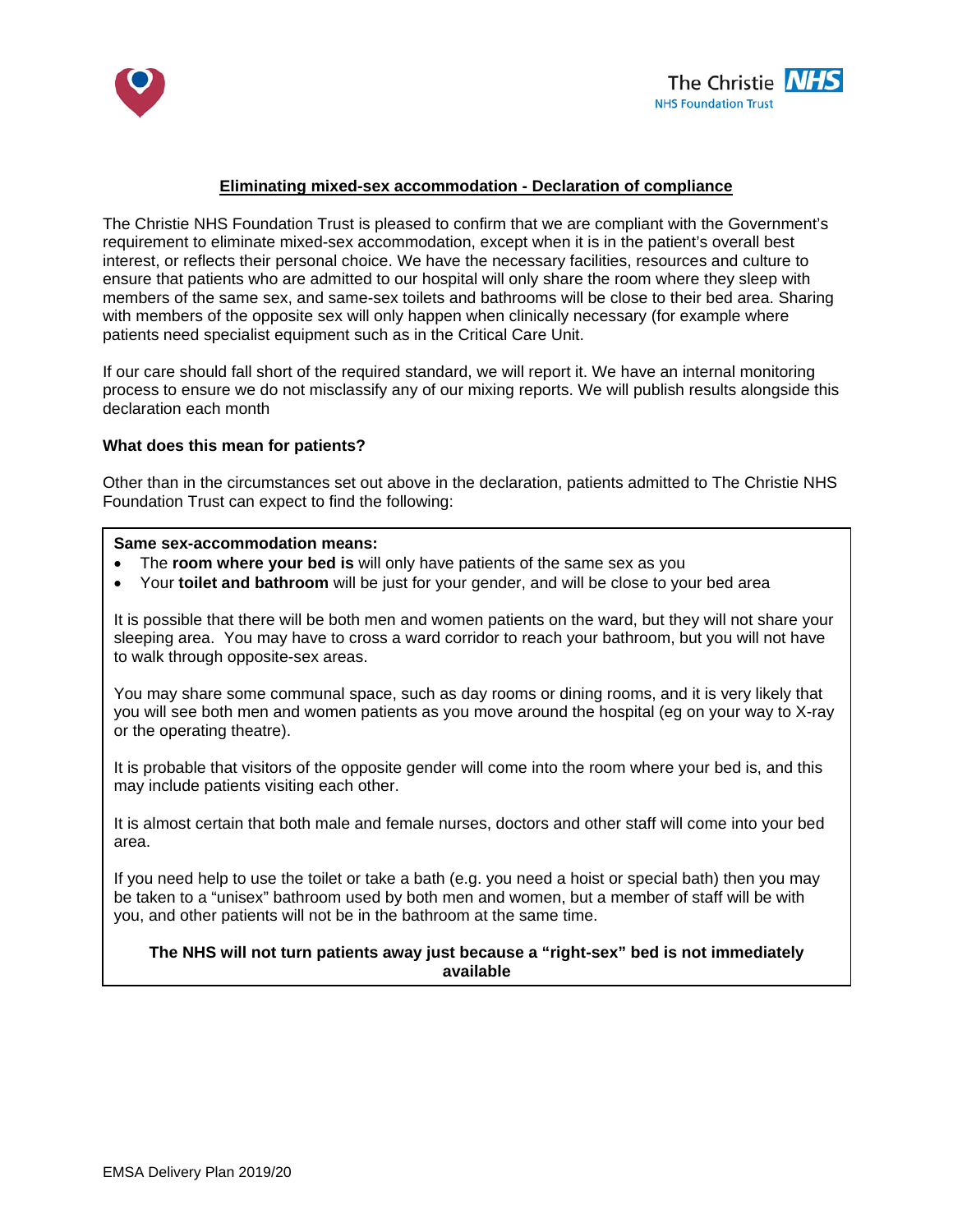## Eliminating mixed-sex accommodation - Declaration of compliance

The Christie NHS Foundation Trust is pleased to confirm that we are compliant with the Government's requirement to eliminate mixed-sex accommodation, except when it is in the patient's overall best interest, or reflects their personal choice. We have the necessary facilities, resources and culture to ensure that patients who are admitted to our hospital will only share the room where they sleep with members of the same sex, and same-sex toilets and bathrooms will be close to their bed area. Sharing with members of the opposite sex will only happen when clinically necessary (for example where patients need specialist equipment such as in the Critical Care Unit.

If our care should fall short of the required standard, we will report it. We have an internal monitoring process to ensure we do not misclassify any of our mixing reports. We will publish results alongside this declaration each month

**What does this mean for patients?**

Other than in the circumstances set out above in the declaration, patients admitted to The Christie NHS Foundation Trust can expect to find the following:

**Same sex-accommodation means:**

- The **room where your bed is** will only have patients of the same sex as you
- Your **toilet and bathroom** will be just for your gender, and will be close to your bed area

It is possible that there will be both men and women patients on the ward, but they will not share your sleeping area. You may have to cross a ward corridor to reach your bathroom, but you will not have to walk through opposite-sex areas.

You may share some communal space, such as day rooms or dining rooms, and it is very likely that you will see both men and women patients as you move around the hospital (eg on your way to X-ray or the operating theatre).

It is probable that visitors of the opposite gender will come into the room where your bed is, and this may include patients visiting each other.

It is almost certain that both male and female nurses, doctors and other staff will come into your bed area.

If you need help to use the toilet or take a bath (e.g. you need a hoist or special bath) then you may be taken to a "unisex" bathroom used by both men and women, but a member of staff will be with you, and other patients will not be in the bathroom at the same time.

**The NHS will not turn patients away just because a "right-sex" bed is not immediately available**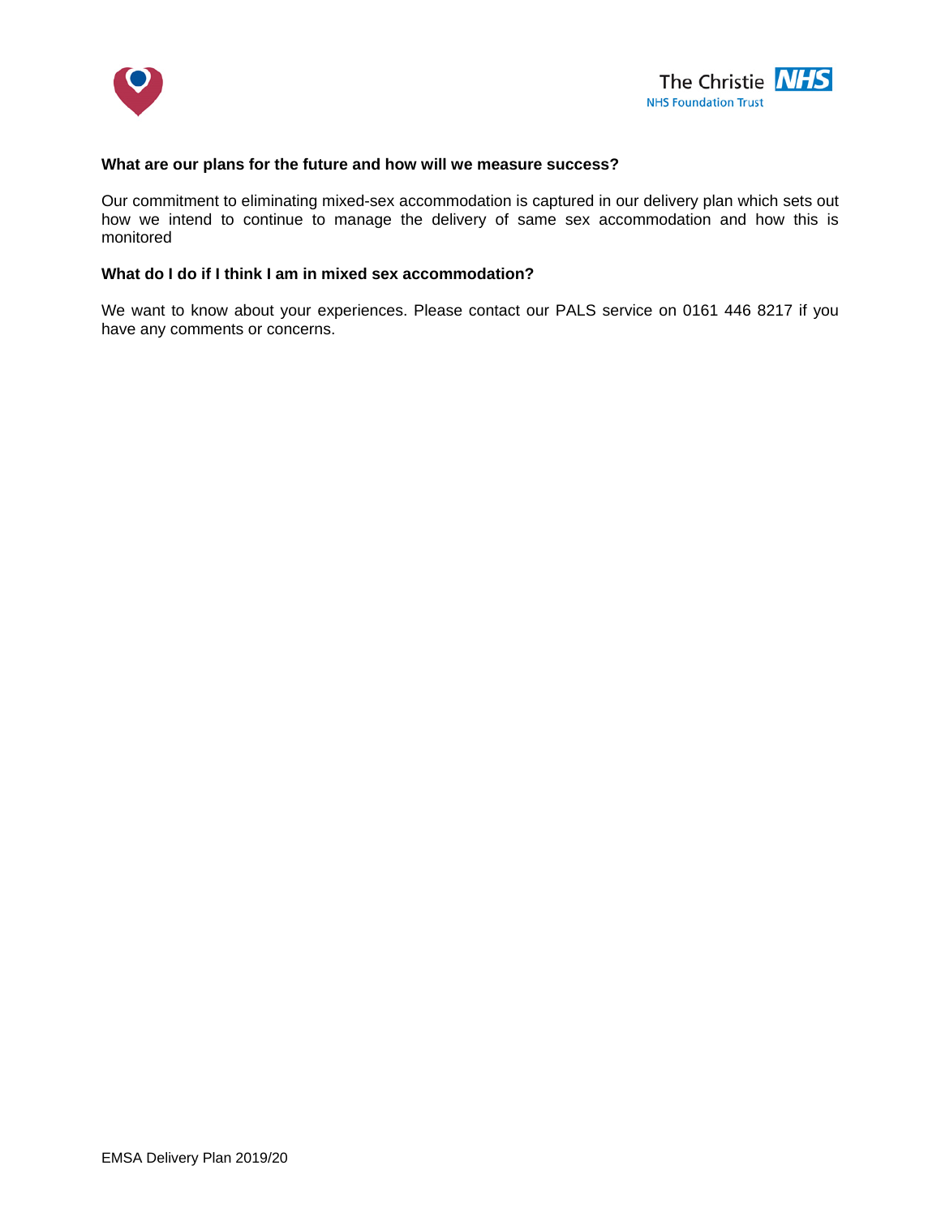**What are our plans for the future and how will we measure success?**

Our commitment to eliminating mixed-sex accommodation is captured in our delivery plan which sets out how we intend to continue to manage the delivery of same sex accommodation and how this is monitored

**What do I do if I think I am in mixed sex accommodation?**

We want to know about your experiences. Please contact our PALS service on 0161 446 8217 if you have any comments or concerns.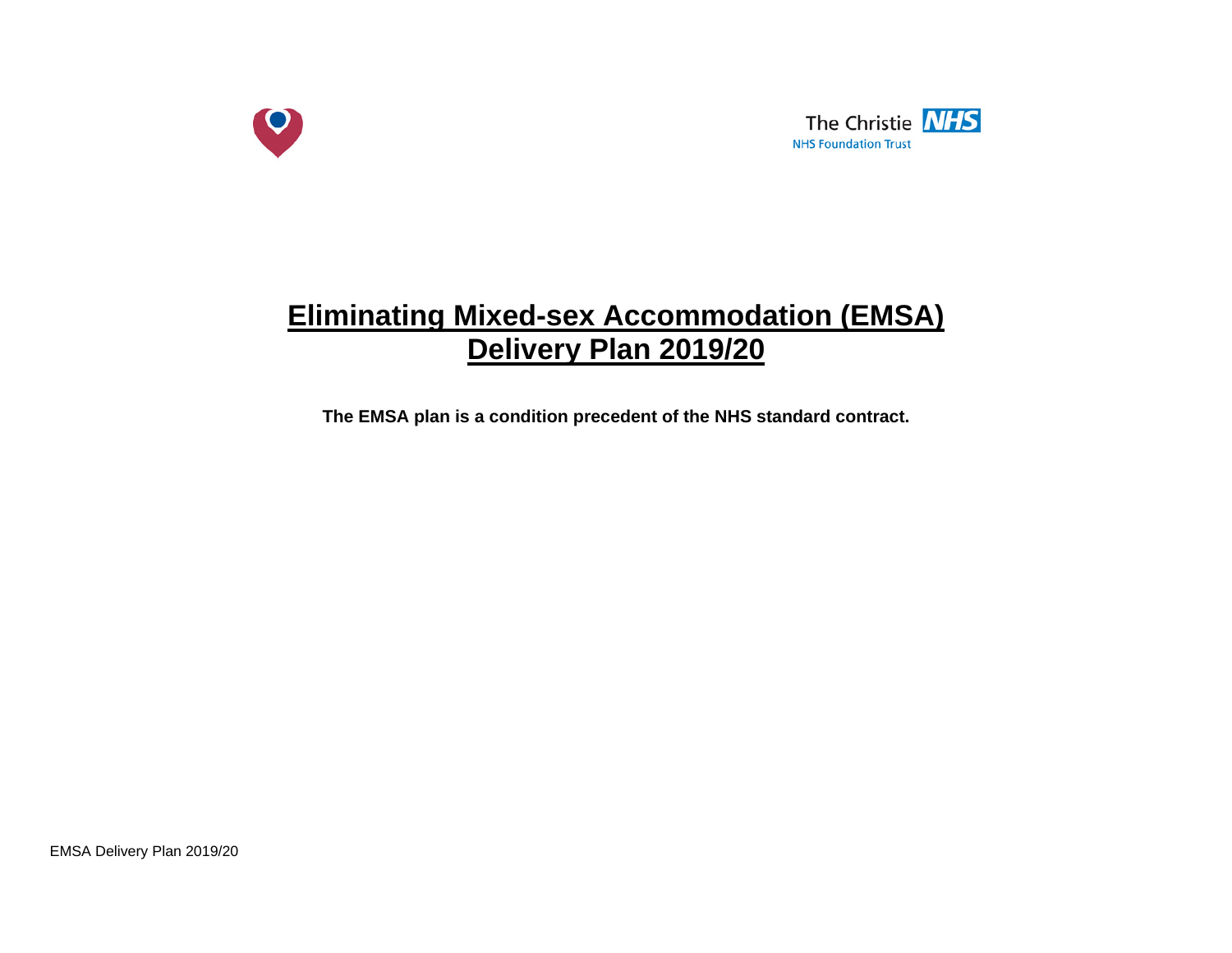The Christie NHS Foundation Trust

# Eliminating Mixed-sex Accommodation (EMSA) Delivery Plan 2019/20

**The EMSA plan is a condition precedent of the NHS standard contract.**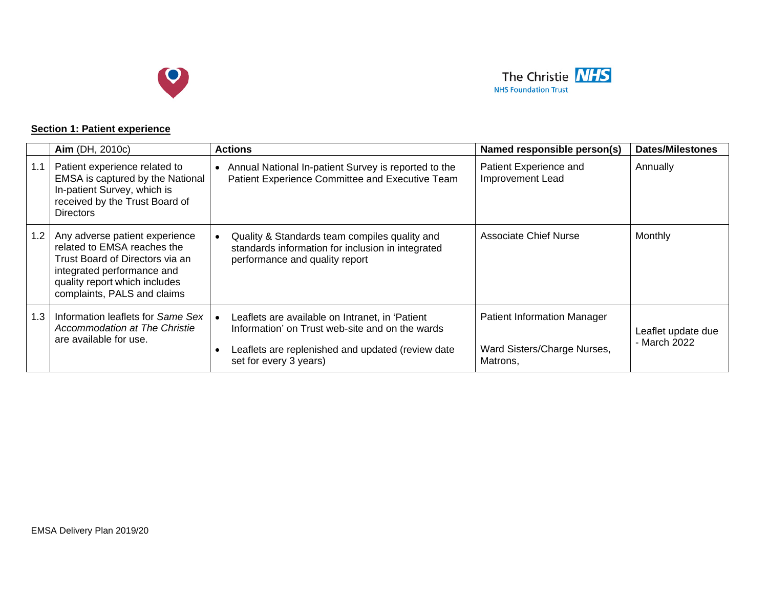**Section 1: Patient experience**

| | **Aim** (DH, 2010c) | **Actions** | **Named responsible person(s)** | **Dates/Milestones** |
|---|---|---|---|---|
| 1.1 | Patient experience related to EMSA is captured by the National In-patient Survey, which is received by the Trust Board of Directors | • Annual National In-patient Survey is reported to the Patient Experience Committee and Executive Team | Patient Experience and Improvement Lead | Annually |
| 1.2 | Any adverse patient experience related to EMSA reaches the Trust Board of Directors via an integrated performance and quality report which includes complaints, PALS and claims | • Quality & Standards team compiles quality and standards information for inclusion in integrated performance and quality report | Associate Chief Nurse | Monthly |
| 1.3 | Information leaflets for *Same Sex Accommodation at The Christie* are available for use. | • Leaflets are available on Intranet, in 'Patient Information' on Trust web-site and on the wards<br>• Leaflets are replenished and updated (review date set for every 3 years) | Patient Information Manager<br><br>Ward Sisters/Charge Nurses, Matrons, | Leaflet update due - March 2022 |

EMSA Delivery Plan 2019/20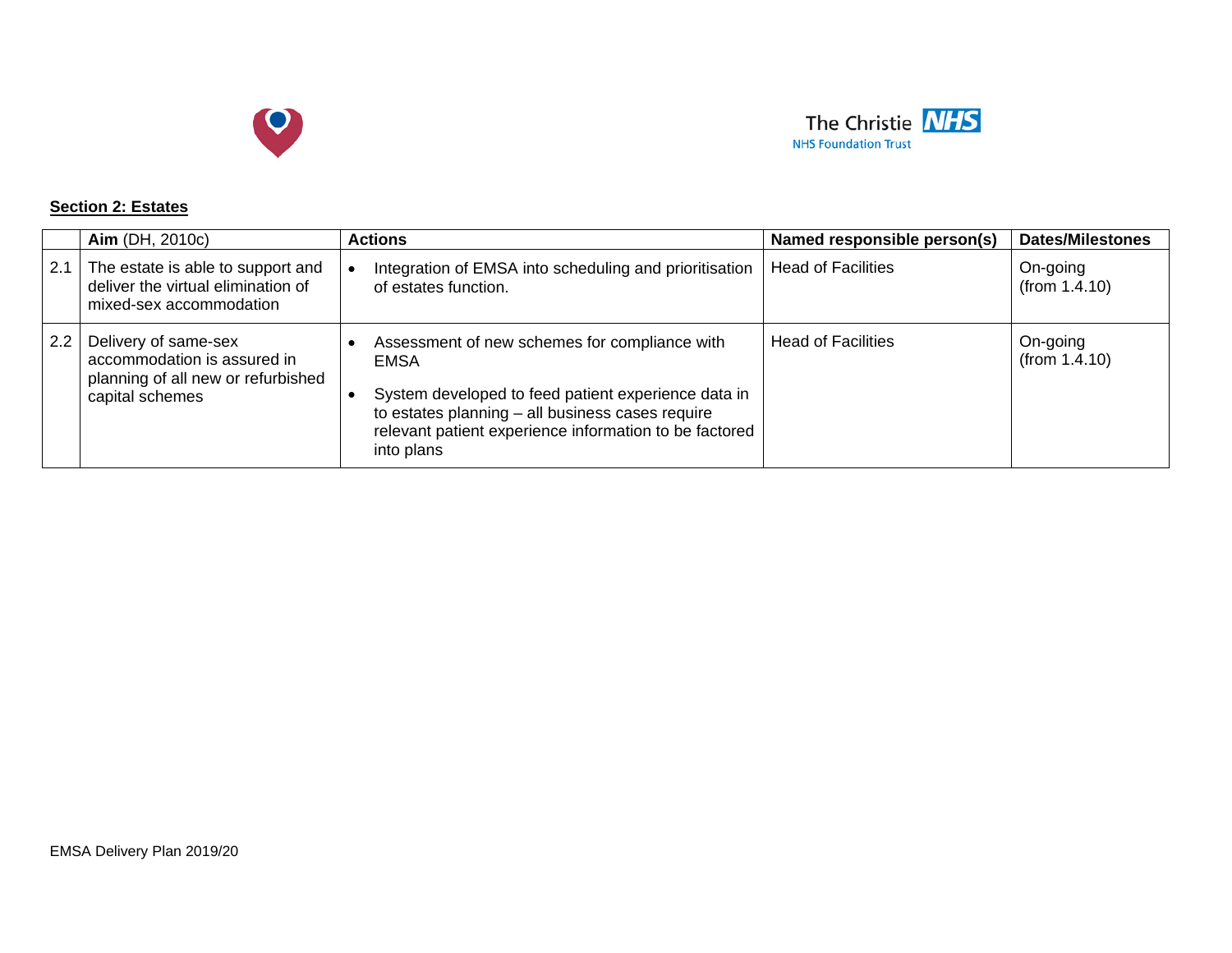**Section 2: Estates**

| | **Aim** (DH, 2010c) | **Actions** | **Named responsible person(s)** | **Dates/Milestones** |
|---|---|---|---|---|
| 2.1 | The estate is able to support and deliver the virtual elimination of mixed-sex accommodation | • Integration of EMSA into scheduling and prioritisation of estates function. | Head of Facilities | On-going (from 1.4.10) |
| 2.2 | Delivery of same-sex accommodation is assured in planning of all new or refurbished capital schemes | • Assessment of new schemes for compliance with EMSA<br>• System developed to feed patient experience data in to estates planning – all business cases require relevant patient experience information to be factored into plans | Head of Facilities | On-going (from 1.4.10) |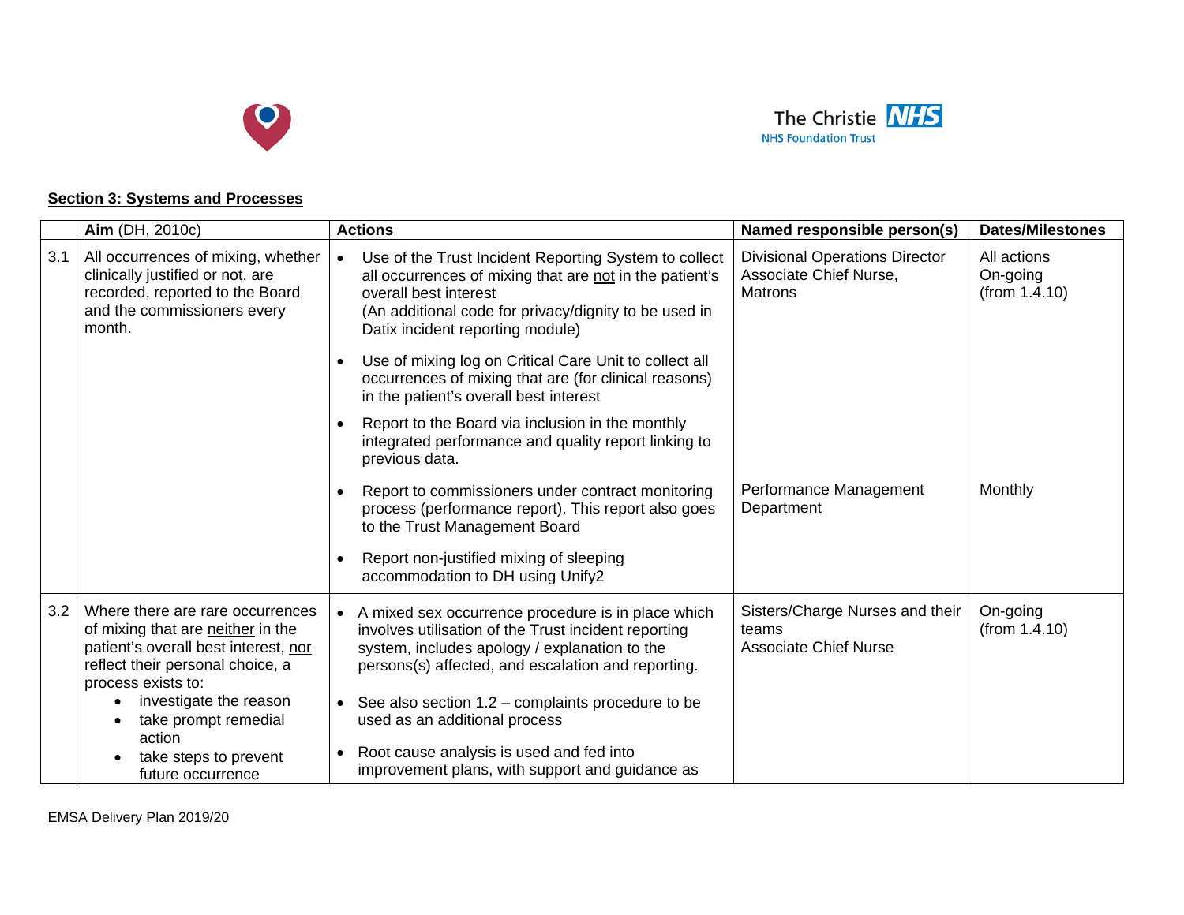## Section 3: Systems and Processes

| | **Aim** (DH, 2010c) | **Actions** | **Named responsible person(s)** | **Dates/Milestones** |
|---|---|---|---|---|
| 3.1 | All occurrences of mixing, whether clinically justified or not, are recorded, reported to the Board and the commissioners every month. | • Use of the Trust Incident Reporting System to collect all occurrences of mixing that are not in the patient's overall best interest (An additional code for privacy/dignity to be used in Datix incident reporting module)<br>• Use of mixing log on Critical Care Unit to collect all occurrences of mixing that are (for clinical reasons) in the patient's overall best interest<br>• Report to the Board via inclusion in the monthly integrated performance and quality report linking to previous data. | Divisional Operations Director<br>Associate Chief Nurse,<br>Matrons | All actions On-going (from 1.4.10) |
| | | • Report to commissioners under contract monitoring process (performance report). This report also goes to the Trust Management Board<br>• Report non-justified mixing of sleeping accommodation to DH using Unify2 | Performance Management Department | Monthly |
| 3.2 | Where there are rare occurrences of mixing that are neither in the patient's overall best interest, nor reflect their personal choice, a process exists to:<br>• investigate the reason<br>• take prompt remedial action<br>• take steps to prevent future occurrence | • A mixed sex occurrence procedure is in place which involves utilisation of the Trust incident reporting system, includes apology / explanation to the persons(s) affected, and escalation and reporting.<br>• See also section 1.2 – complaints procedure to be used as an additional process<br>• Root cause analysis is used and fed into improvement plans, with support and guidance as | Sisters/Charge Nurses and their teams<br>Associate Chief Nurse | On-going (from 1.4.10) |

EMSA Delivery Plan 2019/20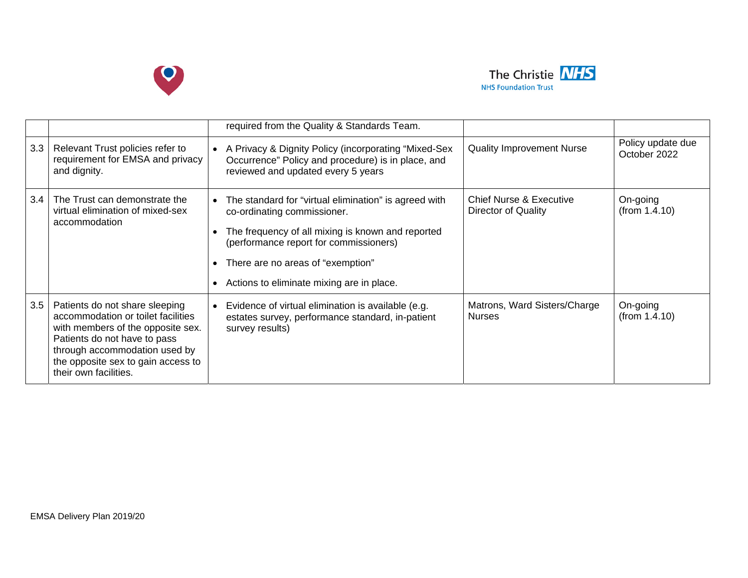| | | | | |
|---|---|---|---|---|
| | | required from the Quality & Standards Team. | | |
| 3.3 | Relevant Trust policies refer to requirement for EMSA and privacy and dignity. | • A Privacy & Dignity Policy (incorporating "Mixed-Sex Occurrence" Policy and procedure) is in place, and reviewed and updated every 5 years | Quality Improvement Nurse | Policy update due October 2022 |
| 3.4 | The Trust can demonstrate the virtual elimination of mixed-sex accommodation | • The standard for "virtual elimination" is agreed with co-ordinating commissioner.<br>• The frequency of all mixing is known and reported (performance report for commissioners)<br>• There are no areas of "exemption"<br>• Actions to eliminate mixing are in place. | Chief Nurse & Executive Director of Quality | On-going (from 1.4.10) |
| 3.5 | Patients do not share sleeping accommodation or toilet facilities with members of the opposite sex. Patients do not have to pass through accommodation used by the opposite sex to gain access to their own facilities. | • Evidence of virtual elimination is available (e.g. estates survey, performance standard, in-patient survey results) | Matrons, Ward Sisters/Charge Nurses | On-going (from 1.4.10) |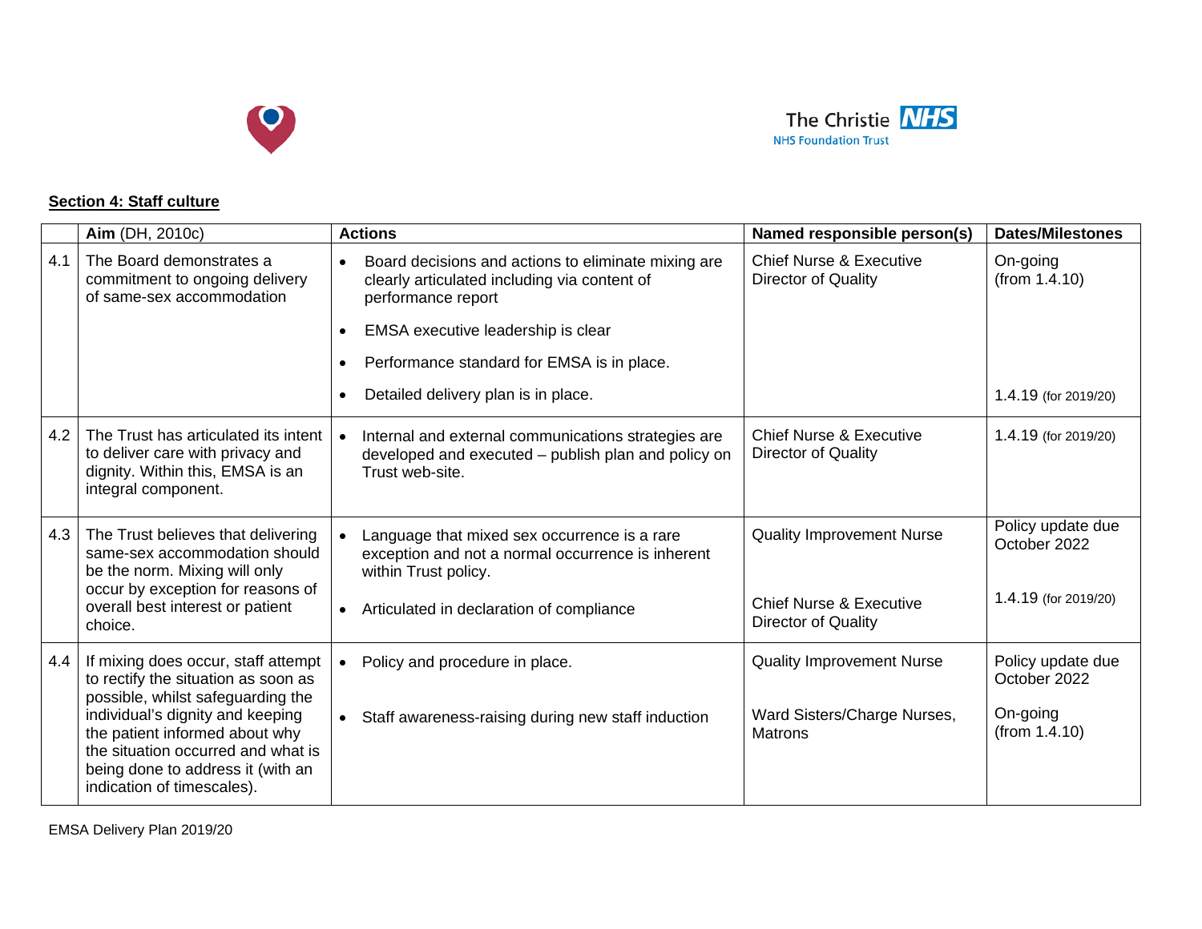**Section 4: Staff culture**

| | **Aim** (DH, 2010c) | **Actions** | **Named responsible person(s)** | **Dates/Milestones** |
|---|---|---|---|---|
| 4.1 | The Board demonstrates a commitment to ongoing delivery of same-sex accommodation | • Board decisions and actions to eliminate mixing are clearly articulated including via content of performance report<br>• EMSA executive leadership is clear<br>• Performance standard for EMSA is in place.<br>• Detailed delivery plan is in place. | Chief Nurse & Executive Director of Quality | On-going (from 1.4.10)<br><br>1.4.19 (for 2019/20) |
| 4.2 | The Trust has articulated its intent to deliver care with privacy and dignity. Within this, EMSA is an integral component. | • Internal and external communications strategies are developed and executed – publish plan and policy on Trust web-site. | Chief Nurse & Executive Director of Quality | 1.4.19 (for 2019/20) |
| 4.3 | The Trust believes that delivering same-sex accommodation should be the norm. Mixing will only occur by exception for reasons of overall best interest or patient choice. | • Language that mixed sex occurrence is a rare exception and not a normal occurrence is inherent within Trust policy.<br>• Articulated in declaration of compliance | Quality Improvement Nurse<br><br>Chief Nurse & Executive Director of Quality | Policy update due October 2022<br><br>1.4.19 (for 2019/20) |
| 4.4 | If mixing does occur, staff attempt to rectify the situation as soon as possible, whilst safeguarding the individual's dignity and keeping the patient informed about why the situation occurred and what is being done to address it (with an indication of timescales). | • Policy and procedure in place.<br>• Staff awareness-raising during new staff induction | Quality Improvement Nurse<br><br>Ward Sisters/Charge Nurses, Matrons | Policy update due October 2022<br><br>On-going (from 1.4.10) |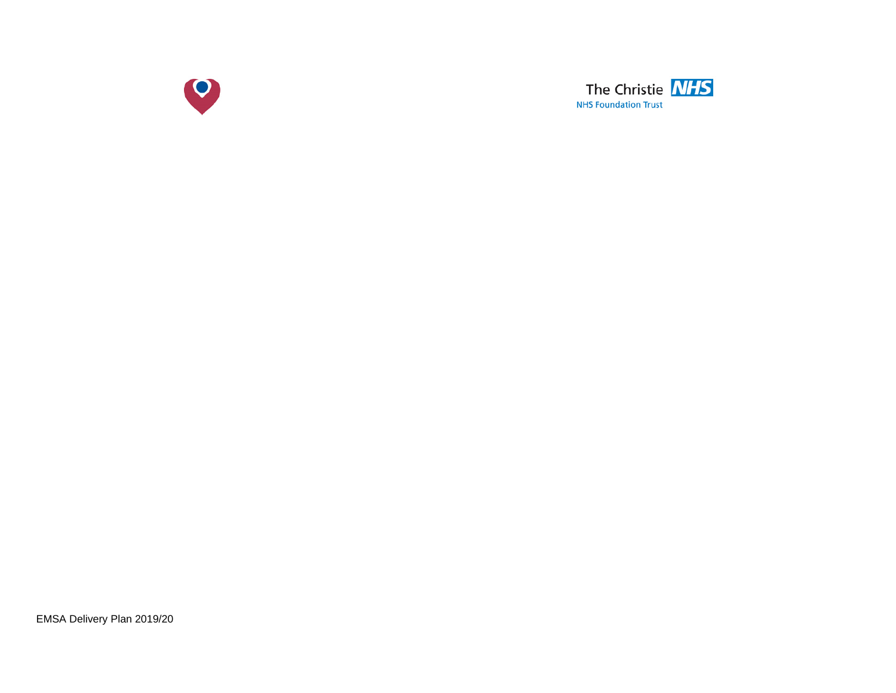The Christie NHS

NHS Foundation Trust

EMSA Delivery Plan 2019/20